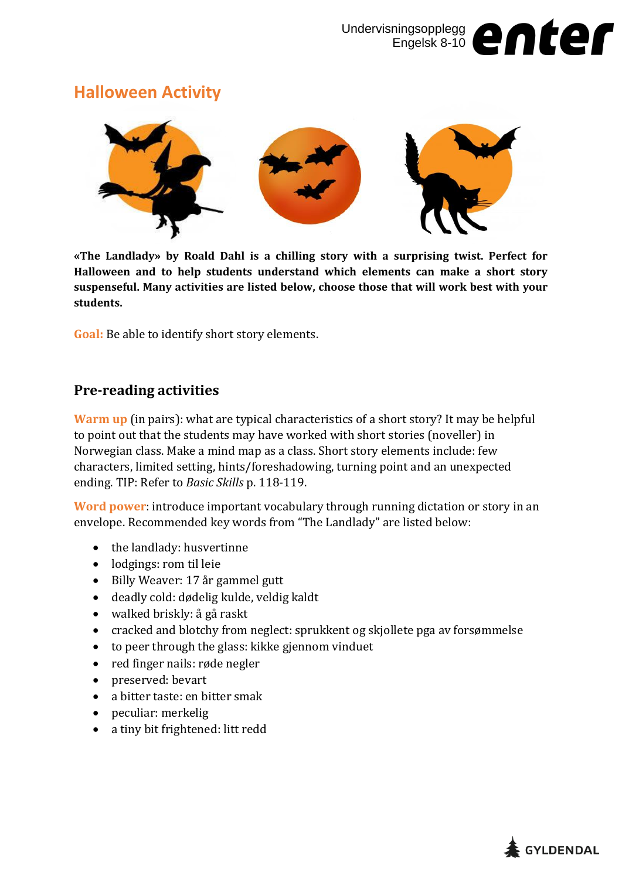# Halloween Activity

**«The Landlady» by Roald Dahl is a chilling story with a surprising twist. Perfect for Halloween and to help students understand which elements can make a short story suspenseful. Many activities are listed below, choose those that will work best with your students.**

**Goal:** Be able to identify short story elements.

## Pre-reading activities

**Warm up** (in pairs): what are typical characteristics of a short story? It may be helpful to point out that the students may have worked with short stories (noveller) in Norwegian class. Make a mind map as a class. Short story elements include: few characters, limited setting, hints/foreshadowing, turning point and an unexpected ending. TIP: Refer to *Basic Skills* p. 118-119.

**Word power**: introduce important vocabulary through running dictation or story in an envelope. Recommended key words from "The Landlady" are listed below:

- the landlady: husvertinne
- lodgings: rom til leie
- Billy Weaver: 17 år gammel gutt
- deadly cold: dødelig kulde, veldig kaldt
- walked briskly: å gå raskt
- cracked and blotchy from neglect: sprukkent og skjollete pga av forsømmelse
- to peer through the glass: kikke gjennom vinduet
- red finger nails: røde negler
- preserved: bevart
- a bitter taste: en bitter smak
- peculiar: merkelig
- a tiny bit frightened: litt redd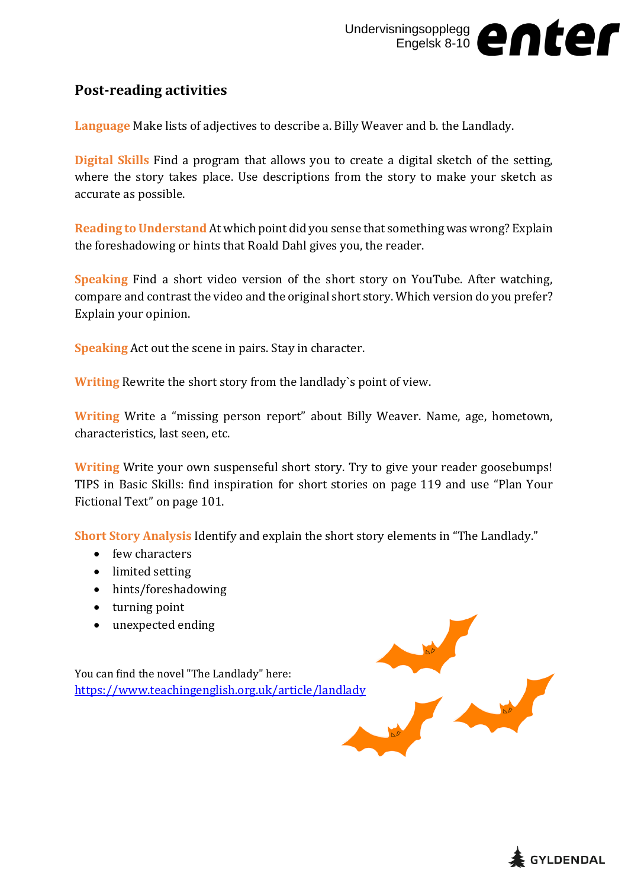## Post-reading activities

**Language** Make lists of adjectives to describe a. Billy Weaver and b. the Landlady.

**Digital Skills** Find a program that allows you to create a digital sketch of the setting, where the story takes place. Use descriptions from the story to make your sketch as accurate as possible.

**Reading to Understand** At which point did you sense that something was wrong? Explain the foreshadowing or hints that Roald Dahl gives you, the reader.

**Speaking** Find a short video version of the short story on YouTube. After watching, compare and contrast the video and the original short story. Which version do you prefer? Explain your opinion.

**Speaking** Act out the scene in pairs. Stay in character.

**Writing** Rewrite the short story from the landlady`s point of view.

**Writing** Write a "missing person report" about Billy Weaver. Name, age, hometown, characteristics, last seen, etc.

**Writing** Write your own suspenseful short story. Try to give your reader goosebumps! TIPS in Basic Skills: find inspiration for short stories on page 119 and use "Plan Your Fictional Text" on page 101.

**Short Story Analysis** Identify and explain the short story elements in "The Landlady."

- few characters
- limited setting
- hints/foreshadowing
- turning point
- unexpected ending

You can find the novel "The Landlady" here:
[https://www.teachingenglish.org.uk/article/landlady](https://www.teachingenglish.org.uk/article/landlady)